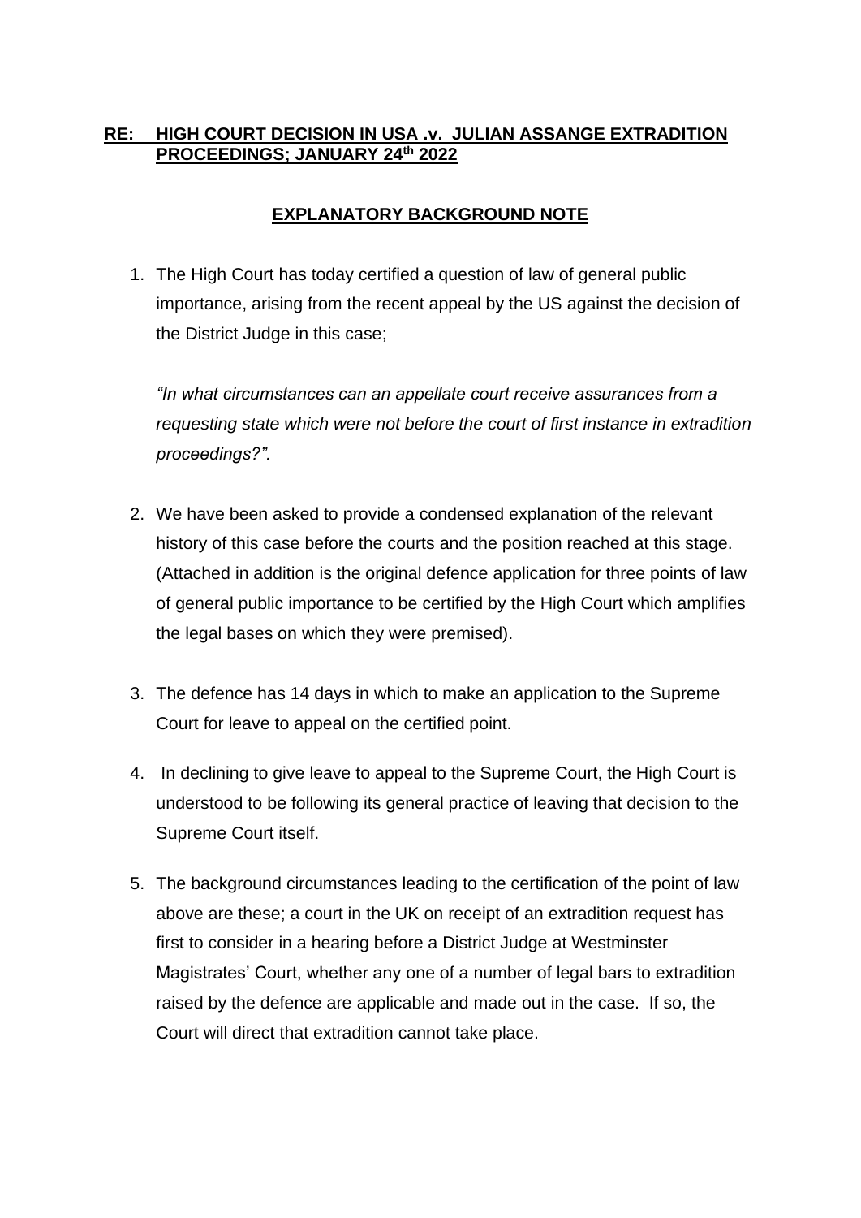## **RE: HIGH COURT DECISION IN USA .v. JULIAN ASSANGE EXTRADITION PROCEEDINGS; JANUARY 24th 2022**

## **EXPLANATORY BACKGROUND NOTE**

1. The High Court has today certified a question of law of general public importance, arising from the recent appeal by the US against the decision of the District Judge in this case;

   *"In what circumstances can an appellate court receive assurances from a requesting state which were not before the court of first instance in extradition proceedings?".*

2. We have been asked to provide a condensed explanation of the relevant history of this case before the courts and the position reached at this stage. (Attached in addition is the original defence application for three points of law of general public importance to be certified by the High Court which amplifies the legal bases on which they were premised).

3. The defence has 14 days in which to make an application to the Supreme Court for leave to appeal on the certified point.

4. In declining to give leave to appeal to the Supreme Court, the High Court is understood to be following its general practice of leaving that decision to the Supreme Court itself.

5. The background circumstances leading to the certification of the point of law above are these; a court in the UK on receipt of an extradition request has first to consider in a hearing before a District Judge at Westminster Magistrates' Court, whether any one of a number of legal bars to extradition raised by the defence are applicable and made out in the case. If so, the Court will direct that extradition cannot take place.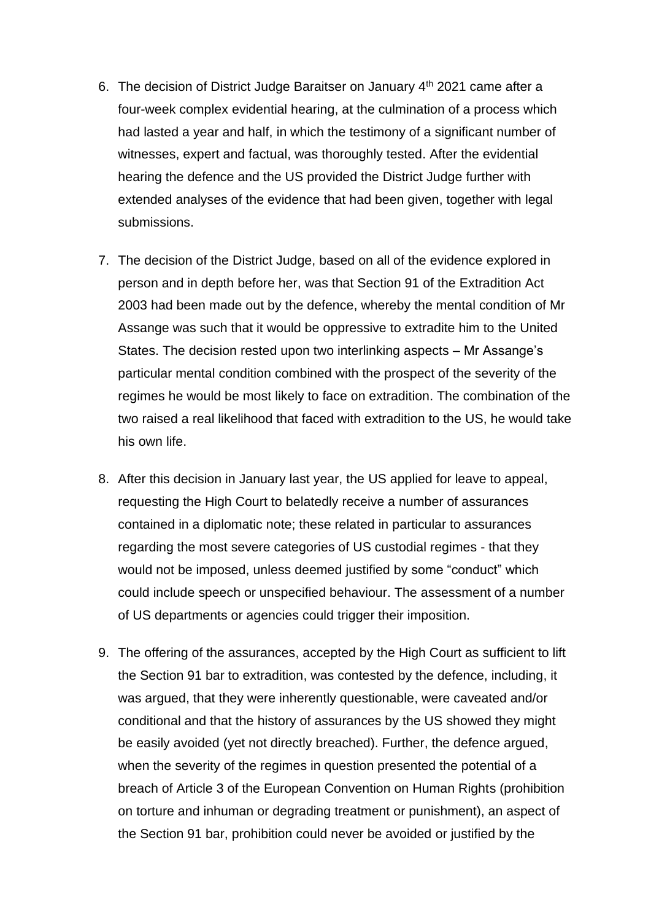6. The decision of District Judge Baraitser on January 4th 2021 came after a four-week complex evidential hearing, at the culmination of a process which had lasted a year and half, in which the testimony of a significant number of witnesses, expert and factual, was thoroughly tested. After the evidential hearing the defence and the US provided the District Judge further with extended analyses of the evidence that had been given, together with legal submissions.

7. The decision of the District Judge, based on all of the evidence explored in person and in depth before her, was that Section 91 of the Extradition Act 2003 had been made out by the defence, whereby the mental condition of Mr Assange was such that it would be oppressive to extradite him to the United States. The decision rested upon two interlinking aspects – Mr Assange's particular mental condition combined with the prospect of the severity of the regimes he would be most likely to face on extradition. The combination of the two raised a real likelihood that faced with extradition to the US, he would take his own life.

8. After this decision in January last year, the US applied for leave to appeal, requesting the High Court to belatedly receive a number of assurances contained in a diplomatic note; these related in particular to assurances regarding the most severe categories of US custodial regimes - that they would not be imposed, unless deemed justified by some "conduct" which could include speech or unspecified behaviour. The assessment of a number of US departments or agencies could trigger their imposition.

9. The offering of the assurances, accepted by the High Court as sufficient to lift the Section 91 bar to extradition, was contested by the defence, including, it was argued, that they were inherently questionable, were caveated and/or conditional and that the history of assurances by the US showed they might be easily avoided (yet not directly breached). Further, the defence argued, when the severity of the regimes in question presented the potential of a breach of Article 3 of the European Convention on Human Rights (prohibition on torture and inhuman or degrading treatment or punishment), an aspect of the Section 91 bar, prohibition could never be avoided or justified by the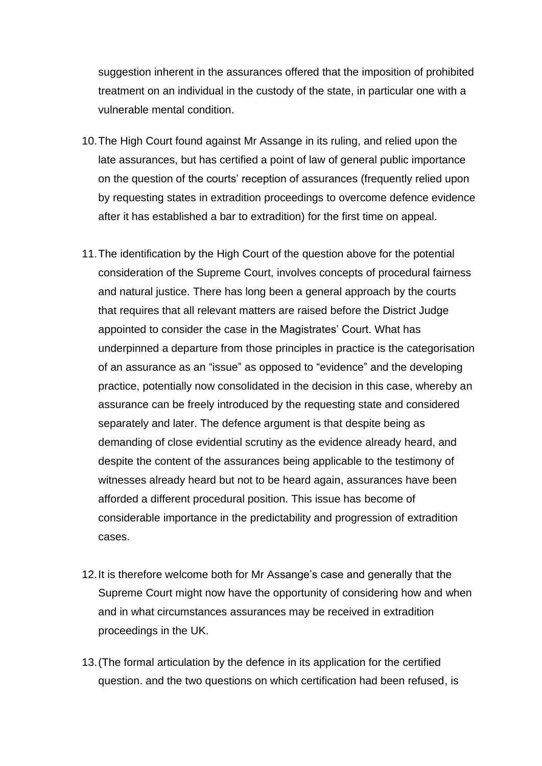suggestion inherent in the assurances offered that the imposition of prohibited treatment on an individual in the custody of the state, in particular one with a vulnerable mental condition.

10. The High Court found against Mr Assange in its ruling, and relied upon the late assurances, but has certified a point of law of general public importance on the question of the courts' reception of assurances (frequently relied upon by requesting states in extradition proceedings to overcome defence evidence after it has established a bar to extradition) for the first time on appeal.

11. The identification by the High Court of the question above for the potential consideration of the Supreme Court, involves concepts of procedural fairness and natural justice. There has long been a general approach by the courts that requires that all relevant matters are raised before the District Judge appointed to consider the case in the Magistrates' Court. What has underpinned a departure from those principles in practice is the categorisation of an assurance as an "issue" as opposed to "evidence" and the developing practice, potentially now consolidated in the decision in this case, whereby an assurance can be freely introduced by the requesting state and considered separately and later. The defence argument is that despite being as demanding of close evidential scrutiny as the evidence already heard, and despite the content of the assurances being applicable to the testimony of witnesses already heard but not to be heard again, assurances have been afforded a different procedural position. This issue has become of considerable importance in the predictability and progression of extradition cases.

12. It is therefore welcome both for Mr Assange's case and generally that the Supreme Court might now have the opportunity of considering how and when and in what circumstances assurances may be received in extradition proceedings in the UK.

13. (The formal articulation by the defence in its application for the certified question. and the two questions on which certification had been refused, is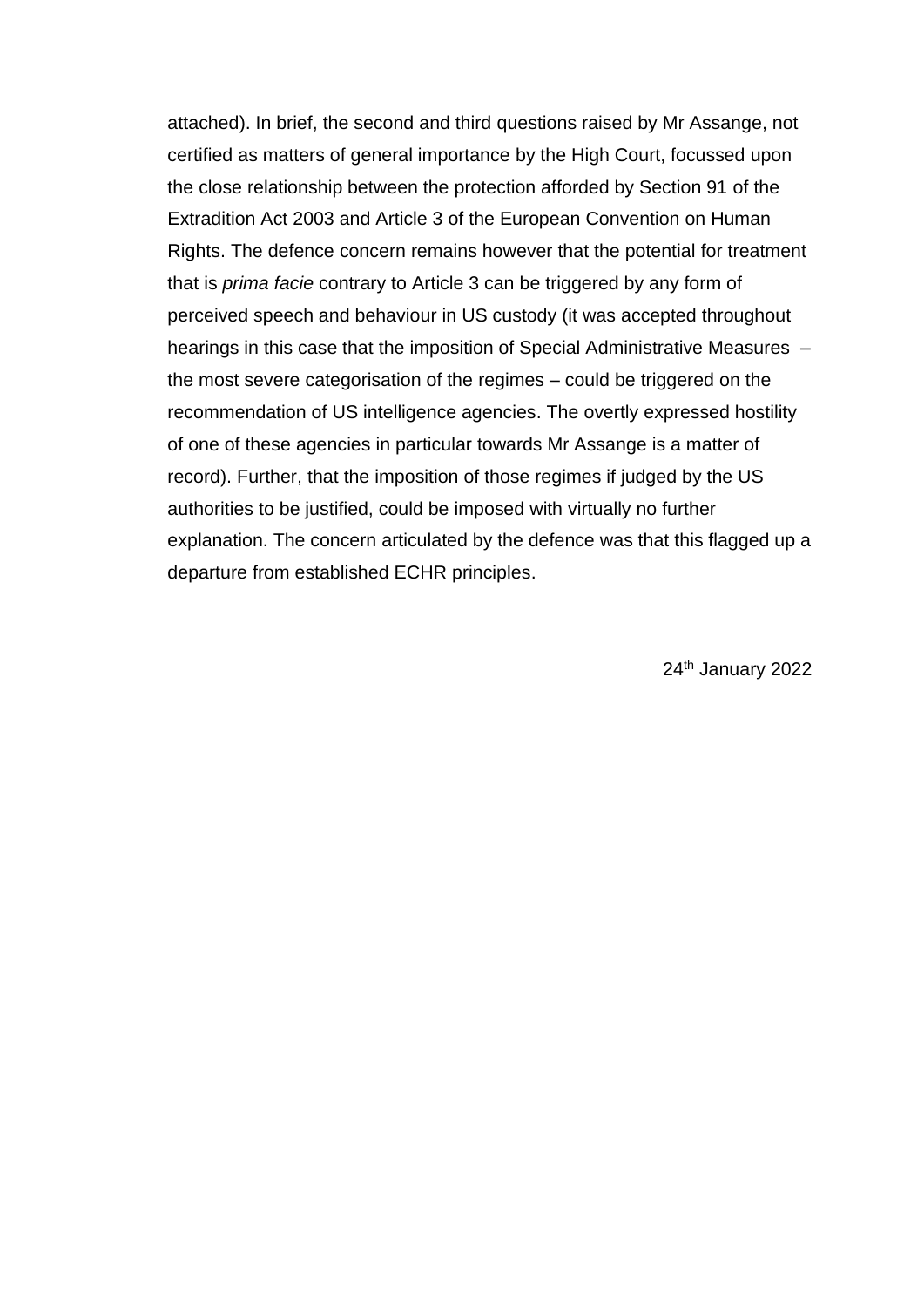attached). In brief, the second and third questions raised by Mr Assange, not certified as matters of general importance by the High Court, focussed upon the close relationship between the protection afforded by Section 91 of the Extradition Act 2003 and Article 3 of the European Convention on Human Rights. The defence concern remains however that the potential for treatment that is *prima facie* contrary to Article 3 can be triggered by any form of perceived speech and behaviour in US custody (it was accepted throughout hearings in this case that the imposition of Special Administrative Measures – the most severe categorisation of the regimes – could be triggered on the recommendation of US intelligence agencies. The overtly expressed hostility of one of these agencies in particular towards Mr Assange is a matter of record). Further, that the imposition of those regimes if judged by the US authorities to be justified, could be imposed with virtually no further explanation. The concern articulated by the defence was that this flagged up a departure from established ECHR principles.

24th January 2022